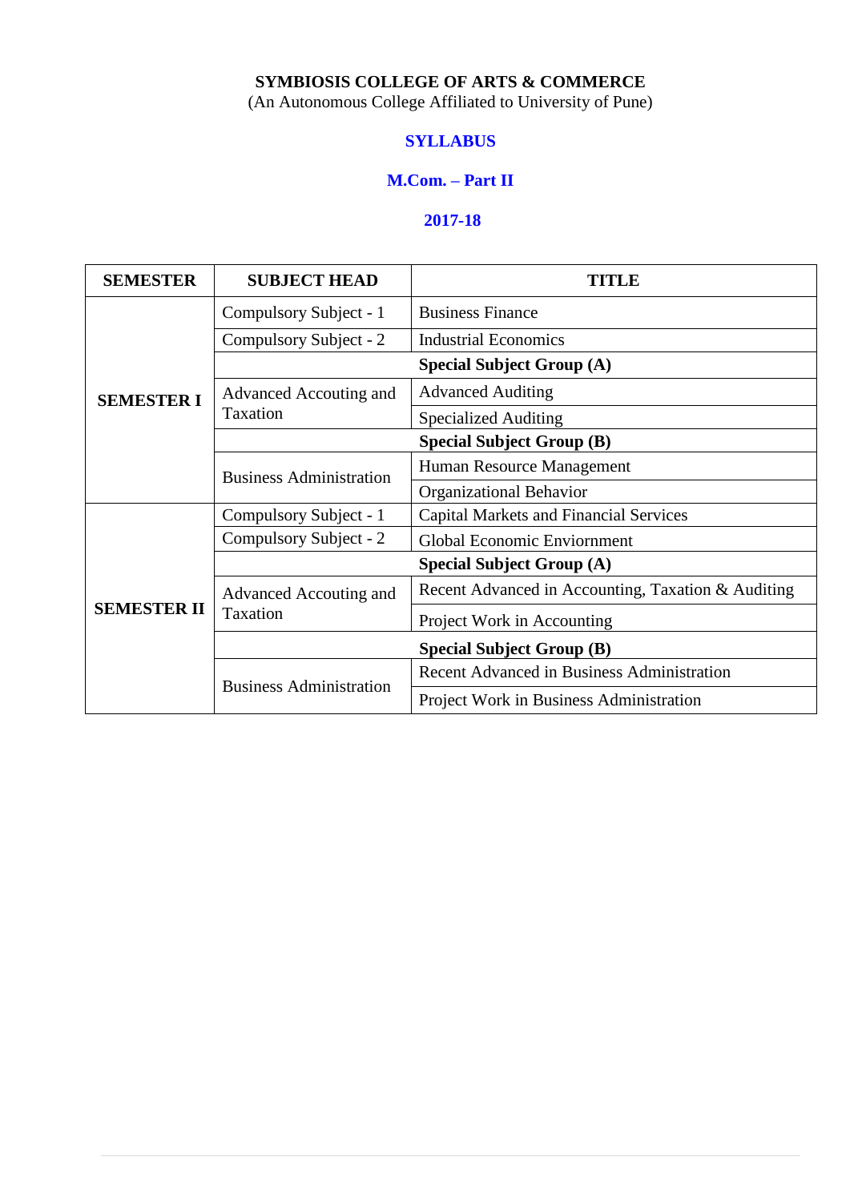**SYMBIOSIS COLLEGE OF ARTS & COMMERCE**
(An Autonomous College Affiliated to University of Pune)

# SYLLABUS

## M.Com. – Part II

## 2017-18

| SEMESTER | SUBJECT HEAD | TITLE |
|---|---|---|
| **SEMESTER I** | Compulsory Subject - 1 | Business Finance |
| | Compulsory Subject - 2 | Industrial Economics |
| | | **Special Subject Group (A)** |
| | Advanced Accouting and Taxation | Advanced Auditing |
| | | Specialized Auditing |
| | | **Special Subject Group (B)** |
| | Business Administration | Human Resource Management |
| | | Organizational Behavior |
| **SEMESTER II** | Compulsory Subject - 1 | Capital Markets and Financial Services |
| | Compulsory Subject - 2 | Global Economic Enviornment |
| | | **Special Subject Group (A)** |
| | Advanced Accouting and Taxation | Recent Advanced in Accounting, Taxation & Auditing |
| | | Project Work in Accounting |
| | | **Special Subject Group (B)** |
| | Business Administration | Recent Advanced in Business Administration |
| | | Project Work in Business Administration |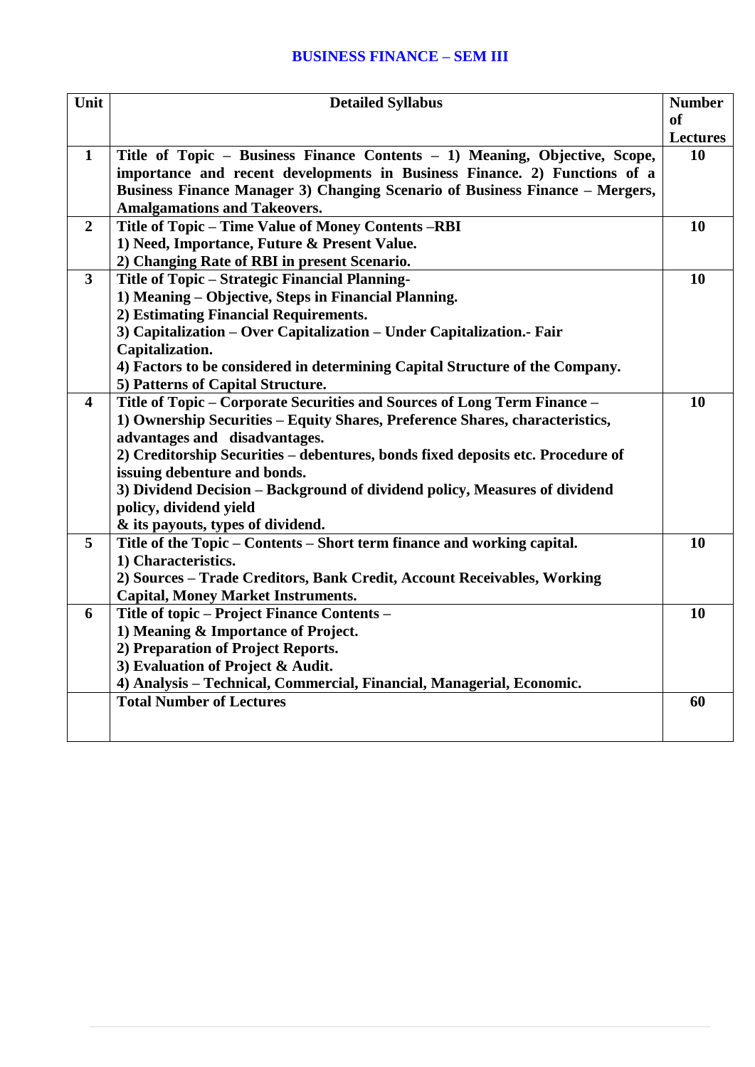## BUSINESS FINANCE – SEM III

| Unit | Detailed Syllabus | Number of Lectures |
|---|---|---|
| **1** | **Title of Topic – Business Finance Contents – 1) Meaning, Objective, Scope, importance and recent developments in Business Finance. 2) Functions of a Business Finance Manager 3) Changing Scenario of Business Finance – Mergers, Amalgamations and Takeovers.** | **10** |
| **2** | **Title of Topic – Time Value of Money Contents –RBI**<br>**1) Need, Importance, Future & Present Value.**<br>**2) Changing Rate of RBI in present Scenario.** | **10** |
| **3** | **Title of Topic – Strategic Financial Planning-**<br>**1) Meaning – Objective, Steps in Financial Planning.**<br>**2) Estimating Financial Requirements.**<br>**3) Capitalization – Over Capitalization – Under Capitalization.- Fair Capitalization.**<br>**4) Factors to be considered in determining Capital Structure of the Company.**<br>**5) Patterns of Capital Structure.** | **10** |
| **4** | **Title of Topic – Corporate Securities and Sources of Long Term Finance –**<br>**1) Ownership Securities – Equity Shares, Preference Shares, characteristics, advantages and disadvantages.**<br>**2) Creditorship Securities – debentures, bonds fixed deposits etc. Procedure of issuing debenture and bonds.**<br>**3) Dividend Decision – Background of dividend policy, Measures of dividend policy, dividend yield**<br>**& its payouts, types of dividend.** | **10** |
| **5** | **Title of the Topic – Contents – Short term finance and working capital.**<br>**1) Characteristics.**<br>**2) Sources – Trade Creditors, Bank Credit, Account Receivables, Working Capital, Money Market Instruments.** | **10** |
| **6** | **Title of topic – Project Finance Contents –**<br>**1) Meaning & Importance of Project.**<br>**2) Preparation of Project Reports.**<br>**3) Evaluation of Project & Audit.**<br>**4) Analysis – Technical, Commercial, Financial, Managerial, Economic.** | **10** |
| | **Total Number of Lectures** | **60** |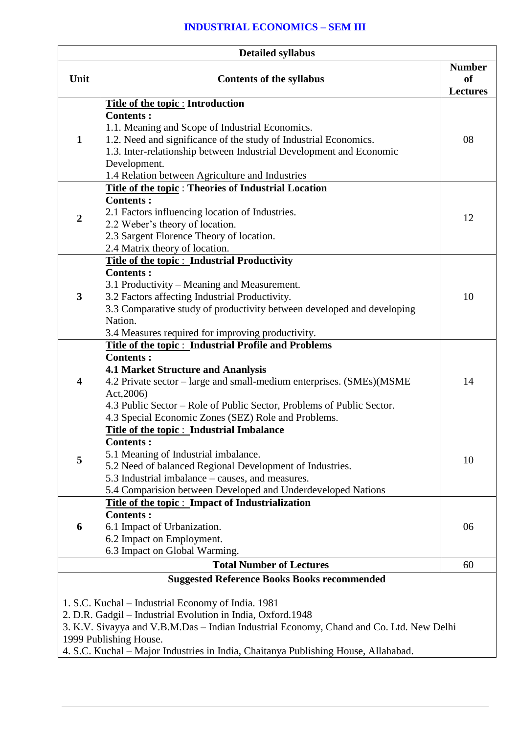# INDUSTRIAL ECONOMICS – SEM III

| Detailed syllabus | | |
|---|---|---|
| **Unit** | **Contents of the syllabus** | **Number of Lectures** |
| **1** | **Title of the topic : Introduction**<br>**Contents :**<br>1.1. Meaning and Scope of Industrial Economics.<br>1.2. Need and significance of the study of Industrial Economics.<br>1.3. Inter-relationship between Industrial Development and Economic Development.<br>1.4 Relation between Agriculture and Industries | 08 |
| **2** | **Title of the topic : Theories of Industrial Location**<br>**Contents :**<br>2.1 Factors influencing location of Industries.<br>2.2 Weber's theory of location.<br>2.3 Sargent Florence Theory of location.<br>2.4 Matrix theory of location. | 12 |
| **3** | **Title of the topic : Industrial Productivity**<br>**Contents :**<br>3.1 Productivity – Meaning and Measurement.<br>3.2 Factors affecting Industrial Productivity.<br>3.3 Comparative study of productivity between developed and developing Nation.<br>3.4 Measures required for improving productivity. | 10 |
| **4** | **Title of the topic : Industrial Profile and Problems**<br>**Contents :**<br>**4.1 Market Structure and Ananlysis**<br>4.2 Private sector – large and small-medium enterprises. (SMEs)(MSME Act,2006)<br>4.3 Public Sector – Role of Public Sector, Problems of Public Sector.<br>4.3 Special Economic Zones (SEZ) Role and Problems. | 14 |
| **5** | **Title of the topic : Industrial Imbalance**<br>**Contents :**<br>5.1 Meaning of Industrial imbalance.<br>5.2 Need of balanced Regional Development of Industries.<br>5.3 Industrial imbalance – causes, and measures.<br>5.4 Comparision between Developed and Underdeveloped Nations | 10 |
| **6** | **Title of the topic : Impact of Industrialization**<br>**Contents :**<br>6.1 Impact of Urbanization.<br>6.2 Impact on Employment.<br>6.3 Impact on Global Warming. | 06 |
| | **Total Number of Lectures** | 60 |

**Suggested Reference Books Books recommended**

1. S.C. Kuchal – Industrial Economy of India. 1981
2. D.R. Gadgil – Industrial Evolution in India, Oxford.1948
3. K.V. Sivayya and V.B.M.Das – Indian Industrial Economy, Chand and Co. Ltd. New Delhi 1999 Publishing House.
4. S.C. Kuchal – Major Industries in India, Chaitanya Publishing House, Allahabad.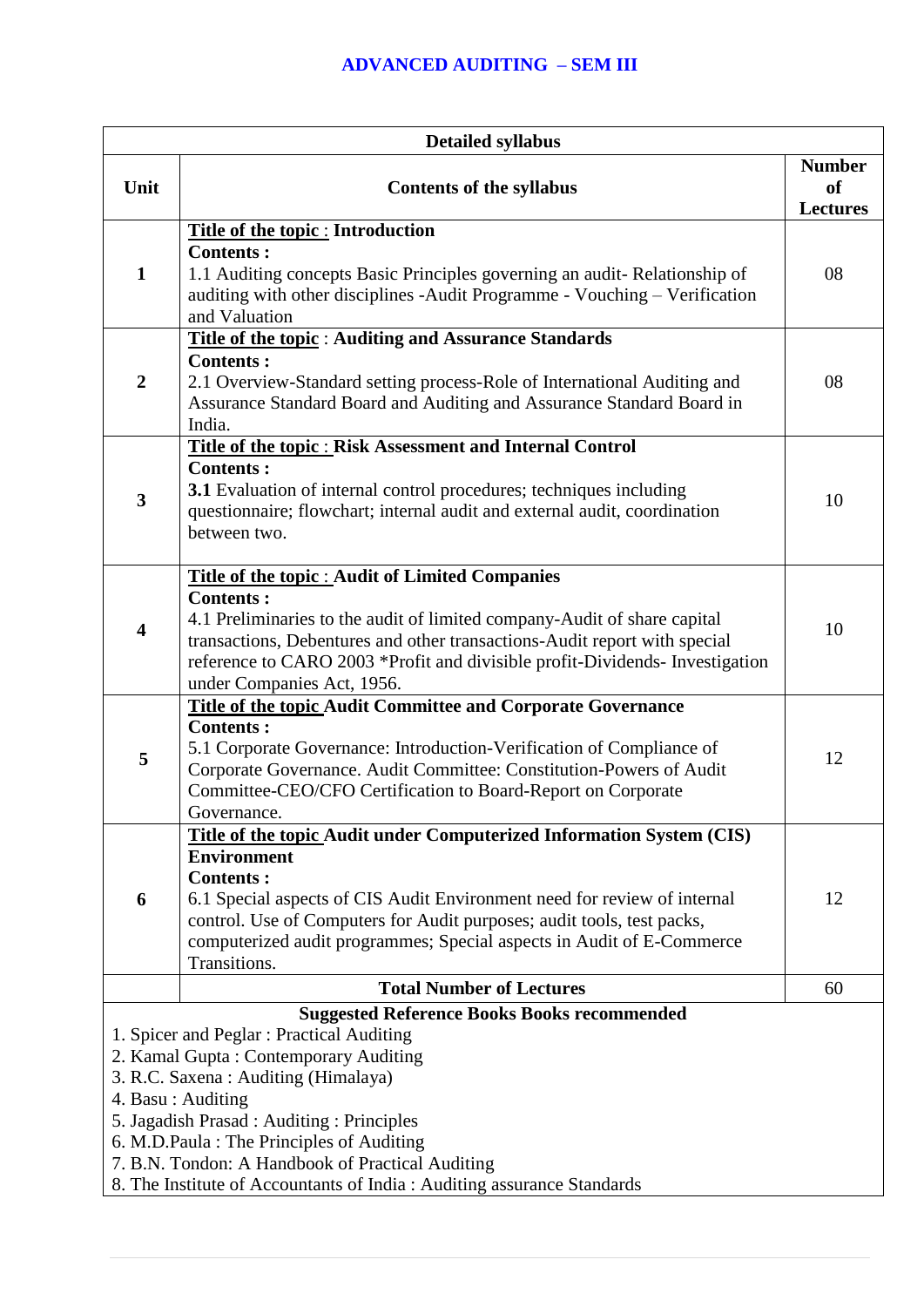# ADVANCED AUDITING – SEM III

| Detailed syllabus | | |
|---|---|---|
| **Unit** | **Contents of the syllabus** | **Number of Lectures** |
| **1** | **Title of the topic : Introduction**<br>**Contents :**<br>1.1 Auditing concepts Basic Principles governing an audit- Relationship of auditing with other disciplines -Audit Programme - Vouching – Verification and Valuation | 08 |
| **2** | **Title of the topic : Auditing and Assurance Standards**<br>**Contents :**<br>2.1 Overview-Standard setting process-Role of International Auditing and Assurance Standard Board and Auditing and Assurance Standard Board in India. | 08 |
| **3** | **Title of the topic : Risk Assessment and Internal Control**<br>**Contents :**<br>**3.1** Evaluation of internal control procedures; techniques including questionnaire; flowchart; internal audit and external audit, coordination between two. | 10 |
| **4** | **Title of the topic : Audit of Limited Companies**<br>**Contents :**<br>4.1 Preliminaries to the audit of limited company-Audit of share capital transactions, Debentures and other transactions-Audit report with special reference to CARO 2003 *Profit and divisible profit-Dividends- Investigation under Companies Act, 1956. | 10 |
| **5** | **Title of the topic Audit Committee and Corporate Governance**<br>**Contents :**<br>5.1 Corporate Governance: Introduction-Verification of Compliance of Corporate Governance. Audit Committee: Constitution-Powers of Audit Committee-CEO/CFO Certification to Board-Report on Corporate Governance. | 12 |
| **6** | **Title of the topic Audit under Computerized Information System (CIS) Environment**<br>**Contents :**<br>6.1 Special aspects of CIS Audit Environment need for review of internal control. Use of Computers for Audit purposes; audit tools, test packs, computerized audit programmes; Special aspects in Audit of E-Commerce Transitions. | 12 |
| | **Total Number of Lectures** | 60 |

**Suggested Reference Books Books recommended**

1. Spicer and Peglar : Practical Auditing
2. Kamal Gupta : Contemporary Auditing
3. R.C. Saxena : Auditing (Himalaya)
4. Basu : Auditing
5. Jagadish Prasad : Auditing : Principles
6. M.D.Paula : The Principles of Auditing
7. B.N. Tondon: A Handbook of Practical Auditing
8. The Institute of Accountants of India : Auditing assurance Standards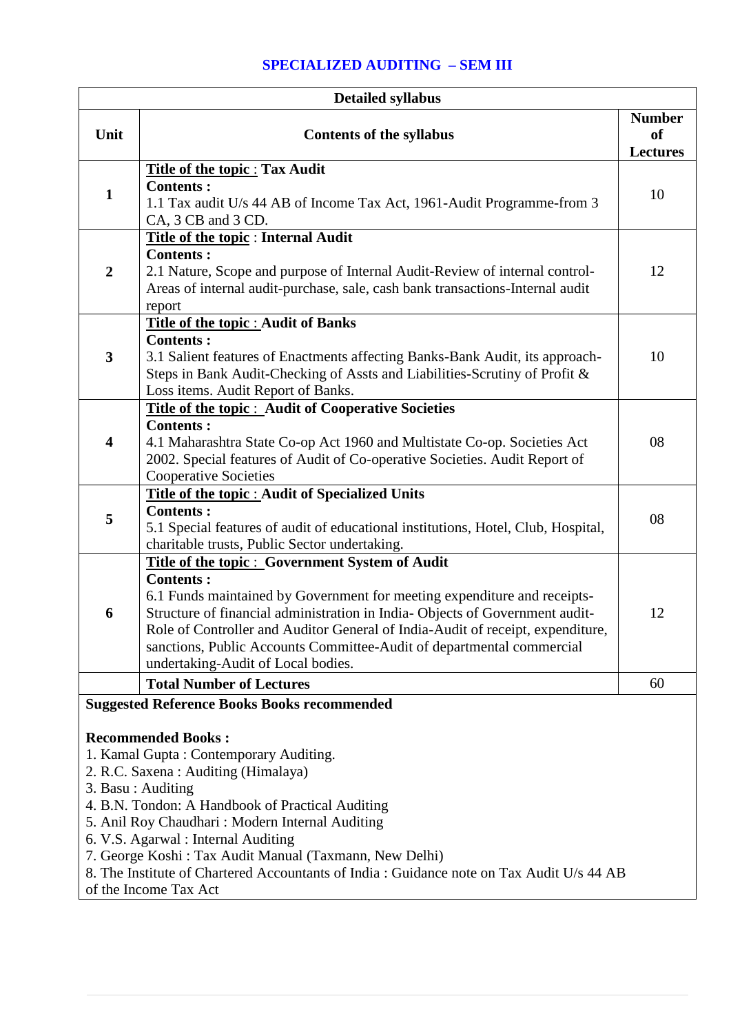## SPECIALIZED AUDITING – SEM III

| Detailed syllabus | | |
|---|---|---|
| **Unit** | **Contents of the syllabus** | **Number of Lectures** |
| **1** | **Title of the topic : Tax Audit**<br>**Contents :**<br>1.1 Tax audit U/s 44 AB of Income Tax Act, 1961-Audit Programme-from 3 CA, 3 CB and 3 CD. | 10 |
| **2** | **Title of the topic : Internal Audit**<br>**Contents :**<br>2.1 Nature, Scope and purpose of Internal Audit-Review of internal control-Areas of internal audit-purchase, sale, cash bank transactions-Internal audit report | 12 |
| **3** | **Title of the topic : Audit of Banks**<br>**Contents :**<br>3.1 Salient features of Enactments affecting Banks-Bank Audit, its approach-Steps in Bank Audit-Checking of Assts and Liabilities-Scrutiny of Profit & Loss items. Audit Report of Banks. | 10 |
| **4** | **Title of the topic : Audit of Cooperative Societies**<br>**Contents :**<br>4.1 Maharashtra State Co-op Act 1960 and Multistate Co-op. Societies Act 2002. Special features of Audit of Co-operative Societies. Audit Report of Cooperative Societies | 08 |
| **5** | **Title of the topic : Audit of Specialized Units**<br>**Contents :**<br>5.1 Special features of audit of educational institutions, Hotel, Club, Hospital, charitable trusts, Public Sector undertaking. | 08 |
| **6** | **Title of the topic : Government System of Audit**<br>**Contents :**<br>6.1 Funds maintained by Government for meeting expenditure and receipts-Structure of financial administration in India- Objects of Government audit-Role of Controller and Auditor General of India-Audit of receipt, expenditure, sanctions, Public Accounts Committee-Audit of departmental commercial undertaking-Audit of Local bodies. | 12 |
| | **Total Number of Lectures** | 60 |

**Suggested Reference Books Books recommended**

**Recommended Books :**

1. Kamal Gupta : Contemporary Auditing.
2. R.C. Saxena : Auditing (Himalaya)
3. Basu : Auditing
4. B.N. Tondon: A Handbook of Practical Auditing
5. Anil Roy Chaudhari : Modern Internal Auditing
6. V.S. Agarwal : Internal Auditing
7. George Koshi : Tax Audit Manual (Taxmann, New Delhi)
8. The Institute of Chartered Accountants of India : Guidance note on Tax Audit U/s 44 AB of the Income Tax Act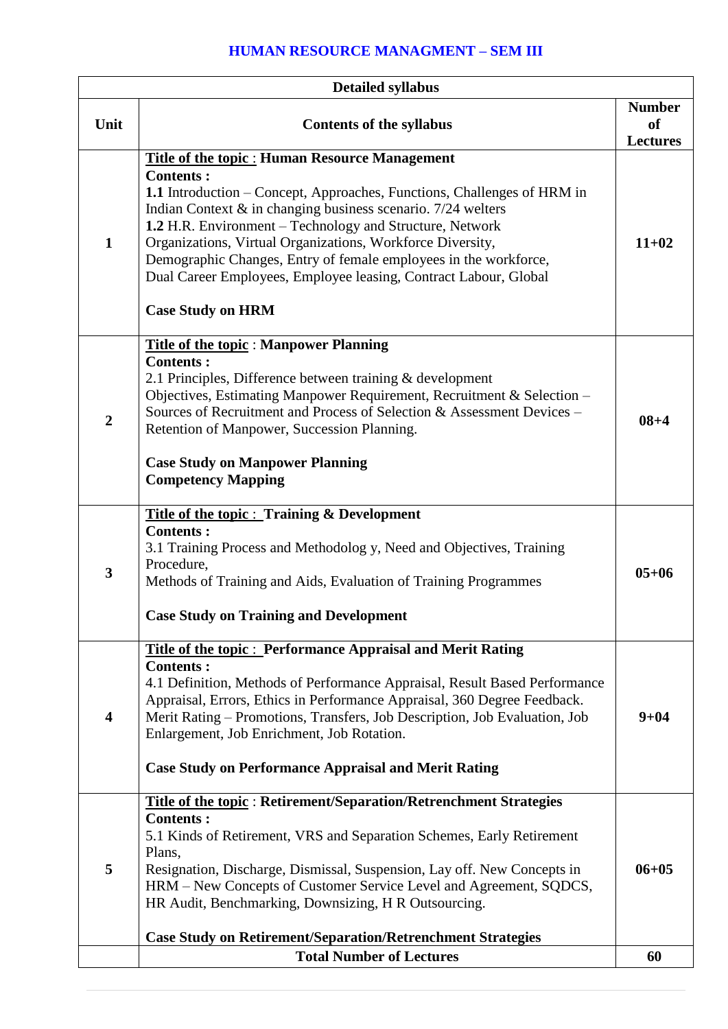# HUMAN RESOURCE MANAGMENT – SEM III

| Detailed syllabus | | |
|---|---|---|
| **Unit** | **Contents of the syllabus** | **Number of Lectures** |
| **1** | <u>Title of the topic</u> : **Human Resource Management**<br>**Contents :**<br>**1.1** Introduction – Concept, Approaches, Functions, Challenges of HRM in Indian Context & in changing business scenario. 7/24 welters<br>**1.2** H.R. Environment – Technology and Structure, Network Organizations, Virtual Organizations, Workforce Diversity, Demographic Changes, Entry of female employees in the workforce, Dual Career Employees, Employee leasing, Contract Labour, Global<br><br>**Case Study on HRM** | **11+02** |
| **2** | <u>Title of the topic</u> : **Manpower Planning**<br>**Contents :**<br>2.1 Principles, Difference between training & development Objectives, Estimating Manpower Requirement, Recruitment & Selection – Sources of Recruitment and Process of Selection & Assessment Devices – Retention of Manpower, Succession Planning.<br><br>**Case Study on Manpower Planning**<br>**Competency Mapping** | **08+4** |
| **3** | <u>Title of the topic</u> : **Training & Development**<br>**Contents :**<br>3.1 Training Process and Methodolog y, Need and Objectives, Training Procedure,<br>Methods of Training and Aids, Evaluation of Training Programmes<br><br>**Case Study on Training and Development** | **05+06** |
| **4** | <u>Title of the topic</u> : **Performance Appraisal and Merit Rating**<br>**Contents :**<br>4.1 Definition, Methods of Performance Appraisal, Result Based Performance Appraisal, Errors, Ethics in Performance Appraisal, 360 Degree Feedback.<br>Merit Rating – Promotions, Transfers, Job Description, Job Evaluation, Job Enlargement, Job Enrichment, Job Rotation.<br><br>**Case Study on Performance Appraisal and Merit Rating** | **9+04** |
| **5** | <u>Title of the topic</u> : **Retirement/Separation/Retrenchment Strategies**<br>**Contents :**<br>5.1 Kinds of Retirement, VRS and Separation Schemes, Early Retirement Plans,<br>Resignation, Discharge, Dismissal, Suspension, Lay off. New Concepts in HRM – New Concepts of Customer Service Level and Agreement, SQDCS, HR Audit, Benchmarking, Downsizing, H R Outsourcing.<br><br>**Case Study on Retirement/Separation/Retrenchment Strategies** | **06+05** |
| | **Total Number of Lectures** | **60** |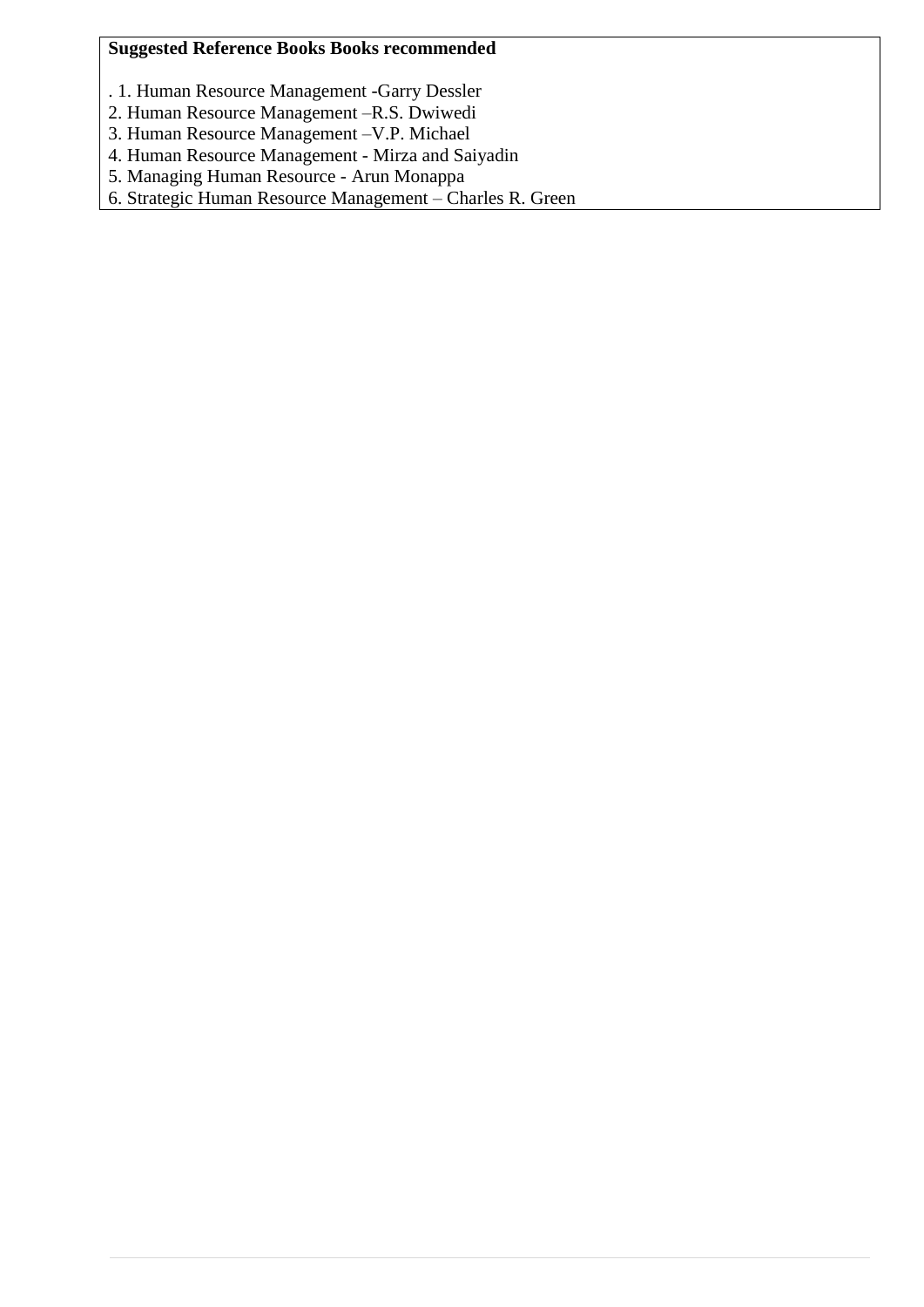**Suggested Reference Books Books recommended**

. 1. Human Resource Management -Garry Dessler
2. Human Resource Management –R.S. Dwiwedi
3. Human Resource Management –V.P. Michael
4. Human Resource Management - Mirza and Saiyadin
5. Managing Human Resource - Arun Monappa
6. Strategic Human Resource Management – Charles R. Green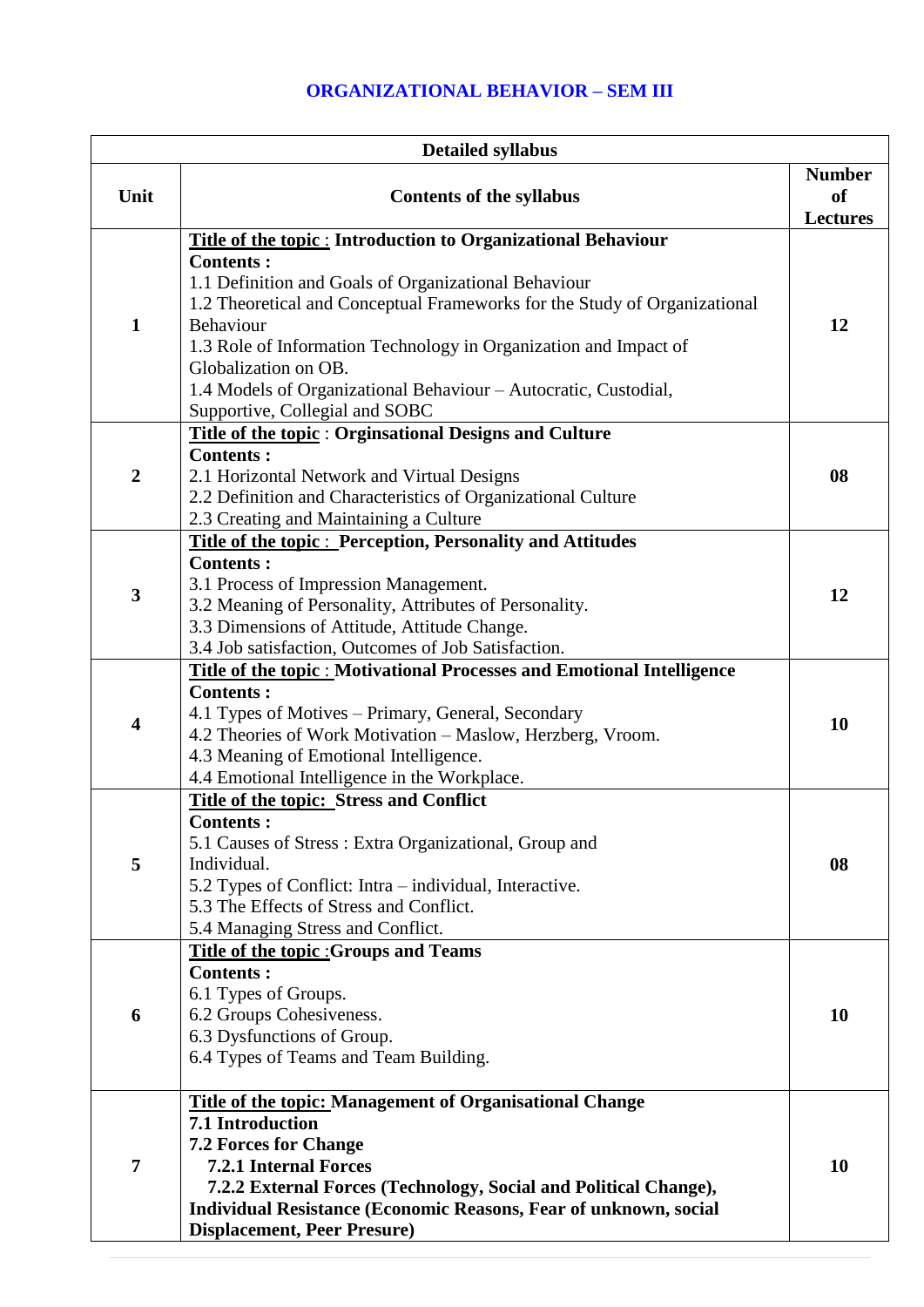# ORGANIZATIONAL BEHAVIOR – SEM III

| Detailed syllabus | | |
|---|---|---|
| **Unit** | **Contents of the syllabus** | **Number of Lectures** |
| **1** | **Title of the topic : Introduction to Organizational Behaviour**<br>**Contents :**<br>1.1 Definition and Goals of Organizational Behaviour<br>1.2 Theoretical and Conceptual Frameworks for the Study of Organizational Behaviour<br>1.3 Role of Information Technology in Organization and Impact of Globalization on OB.<br>1.4 Models of Organizational Behaviour – Autocratic, Custodial, Supportive, Collegial and SOBC | **12** |
| **2** | **Title of the topic : Orginsational Designs and Culture**<br>**Contents :**<br>2.1 Horizontal Network and Virtual Designs<br>2.2 Definition and Characteristics of Organizational Culture<br>2.3 Creating and Maintaining a Culture | **08** |
| **3** | **Title of the topic : Perception, Personality and Attitudes**<br>**Contents :**<br>3.1 Process of Impression Management.<br>3.2 Meaning of Personality, Attributes of Personality.<br>3.3 Dimensions of Attitude, Attitude Change.<br>3.4 Job satisfaction, Outcomes of Job Satisfaction. | **12** |
| **4** | **Title of the topic : Motivational Processes and Emotional Intelligence**<br>**Contents :**<br>4.1 Types of Motives – Primary, General, Secondary<br>4.2 Theories of Work Motivation – Maslow, Herzberg, Vroom.<br>4.3 Meaning of Emotional Intelligence.<br>4.4 Emotional Intelligence in the Workplace. | **10** |
| **5** | **Title of the topic: Stress and Conflict**<br>**Contents :**<br>5.1 Causes of Stress : Extra Organizational, Group and Individual.<br>5.2 Types of Conflict: Intra – individual, Interactive.<br>5.3 The Effects of Stress and Conflict.<br>5.4 Managing Stress and Conflict. | **08** |
| **6** | **Title of the topic :Groups and Teams**<br>**Contents :**<br>6.1 Types of Groups.<br>6.2 Groups Cohesiveness.<br>6.3 Dysfunctions of Group.<br>6.4 Types of Teams and Team Building. | **10** |
| **7** | **Title of the topic: Management of Organisational Change**<br>**7.1 Introduction**<br>**7.2 Forces for Change**<br>**7.2.1 Internal Forces**<br>**7.2.2 External Forces (Technology, Social and Political Change), Individual Resistance (Economic Reasons, Fear of unknown, social Displacement, Peer Presure)** | **10** |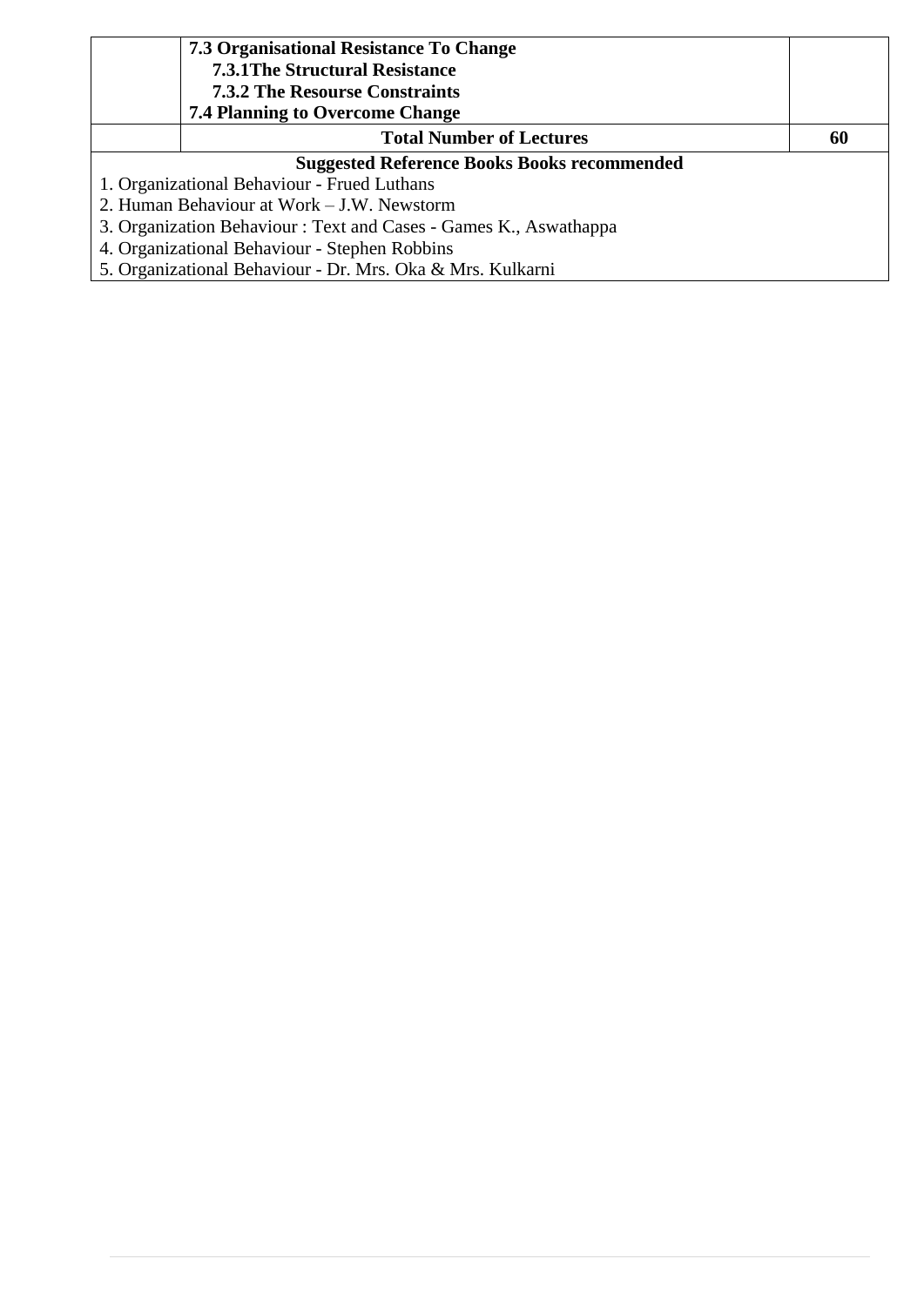|  | **7.3 Organisational Resistance To Change**<br>**7.3.1The Structural Resistance**<br>**7.3.2 The Resourse Constraints**<br>**7.4 Planning to Overcome Change** |  |
|---|---|---|
|  | **Total Number of Lectures** | **60** |

**Suggested Reference Books Books recommended**

1. Organizational Behaviour - Frued Luthans
2. Human Behaviour at Work – J.W. Newstorm
3. Organization Behaviour : Text and Cases - Games K., Aswathappa
4. Organizational Behaviour - Stephen Robbins
5. Organizational Behaviour - Dr. Mrs. Oka & Mrs. Kulkarni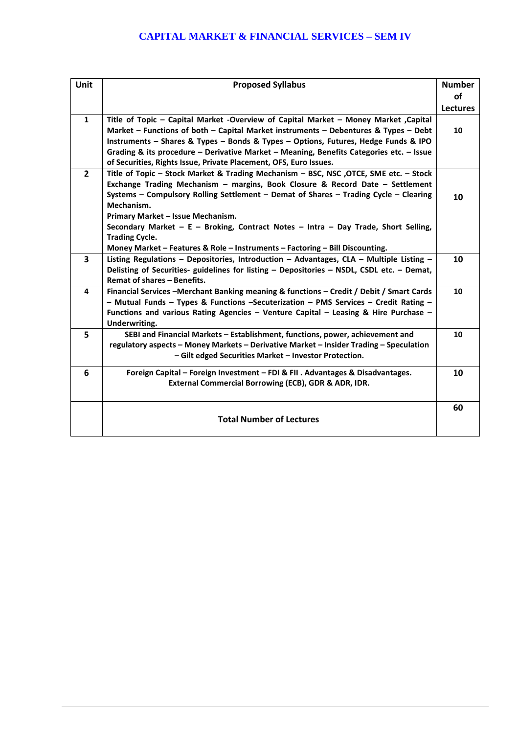## CAPITAL MARKET & FINANCIAL SERVICES – SEM IV

| Unit | Proposed Syllabus | Number of Lectures |
|---|---|---|
| 1 | Title of Topic – Capital Market -Overview of Capital Market – Money Market ,Capital Market – Functions of both – Capital Market instruments – Debentures & Types – Debt Instruments – Shares & Types – Bonds & Types – Options, Futures, Hedge Funds & IPO Grading & its procedure – Derivative Market – Meaning, Benefits Categories etc. – Issue of Securities, Rights Issue, Private Placement, OFS, Euro Issues. | 10 |
| 2 | Title of Topic – Stock Market & Trading Mechanism – BSC, NSC ,OTCE, SME etc. – Stock Exchange Trading Mechanism – margins, Book Closure & Record Date – Settlement Systems – Compulsory Rolling Settlement – Demat of Shares – Trading Cycle – Clearing Mechanism.<br>Primary Market – Issue Mechanism.<br>Secondary Market – E – Broking, Contract Notes – Intra – Day Trade, Short Selling, Trading Cycle.<br>Money Market – Features & Role – Instruments – Factoring – Bill Discounting. | 10 |
| 3 | Listing Regulations – Depositories, Introduction – Advantages, CLA – Multiple Listing – Delisting of Securities- guidelines for listing – Depositories – NSDL, CSDL etc. – Demat, Remat of shares – Benefits. | 10 |
| 4 | Financial Services –Merchant Banking meaning & functions – Credit / Debit / Smart Cards – Mutual Funds – Types & Functions –Secuterization – PMS Services – Credit Rating – Functions and various Rating Agencies – Venture Capital – Leasing & Hire Purchase – Underwriting. | 10 |
| 5 | SEBI and Financial Markets – Establishment, functions, power, achievement and regulatory aspects – Money Markets – Derivative Market – Insider Trading – Speculation – Gilt edged Securities Market – Investor Protection. | 10 |
| 6 | Foreign Capital – Foreign Investment – FDI & FII . Advantages & Disadvantages.<br>External Commercial Borrowing (ECB), GDR & ADR, IDR. | 10 |
| | **Total Number of Lectures** | 60 |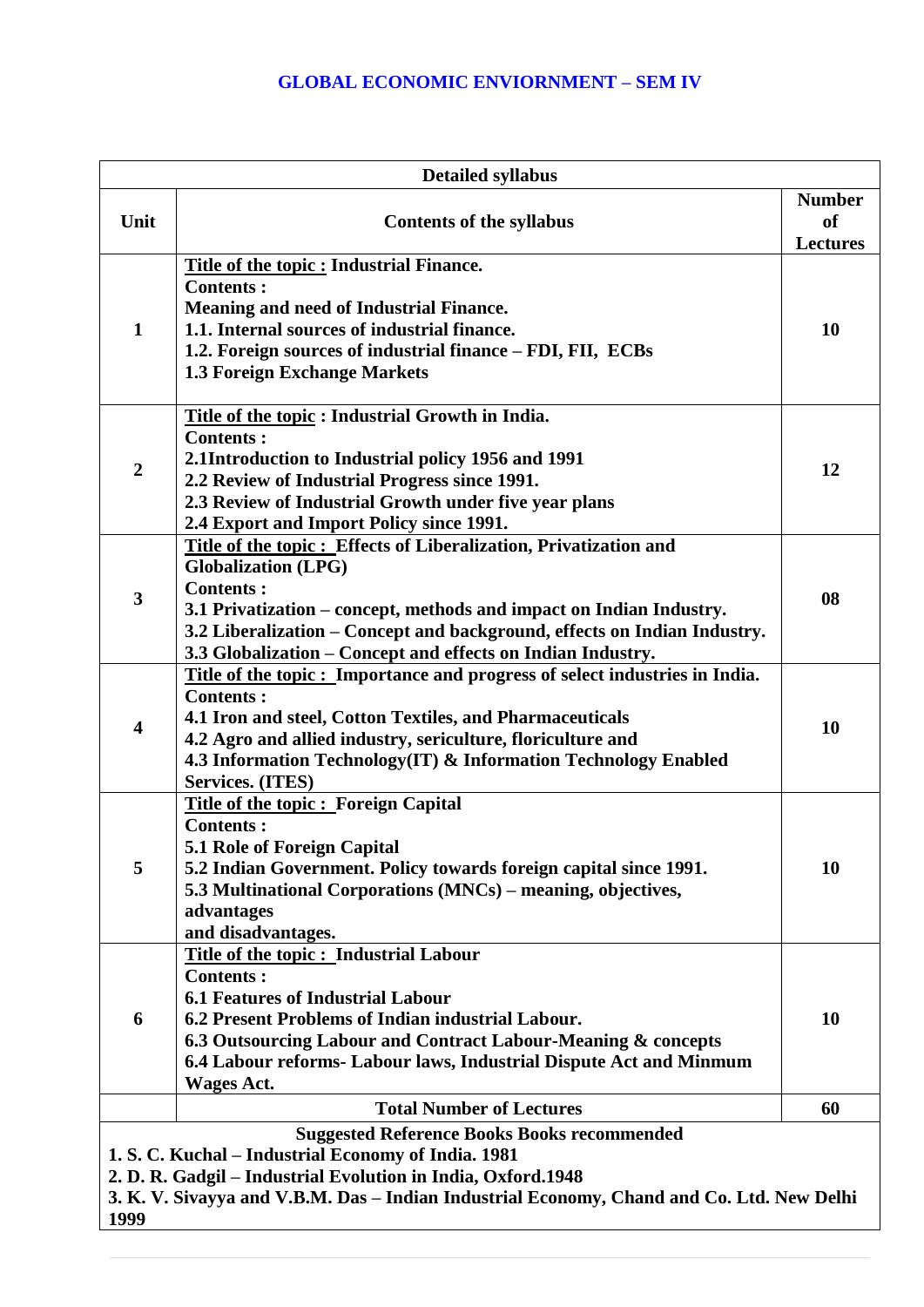# GLOBAL ECONOMIC ENVIORNMENT – SEM IV

| Detailed syllabus | | |
|---|---|---|
| **Unit** | **Contents of the syllabus** | **Number of Lectures** |
| 1 | **Title of the topic : Industrial Finance.**<br>**Contents :**<br>**Meaning and need of Industrial Finance.**<br>**1.1. Internal sources of industrial finance.**<br>**1.2. Foreign sources of industrial finance – FDI, FII, ECBs**<br>**1.3 Foreign Exchange Markets** | 10 |
| 2 | **Title of the topic : Industrial Growth in India.**<br>**Contents :**<br>**2.1Introduction to Industrial policy 1956 and 1991**<br>**2.2 Review of Industrial Progress since 1991.**<br>**2.3 Review of Industrial Growth under five year plans**<br>**2.4 Export and Import Policy since 1991.** | 12 |
| 3 | **Title of the topic : Effects of Liberalization, Privatization and Globalization (LPG)**<br>**Contents :**<br>**3.1 Privatization – concept, methods and impact on Indian Industry.**<br>**3.2 Liberalization – Concept and background, effects on Indian Industry.**<br>**3.3 Globalization – Concept and effects on Indian Industry.** | 08 |
| 4 | **Title of the topic : Importance and progress of select industries in India.**<br>**Contents :**<br>**4.1 Iron and steel, Cotton Textiles, and Pharmaceuticals**<br>**4.2 Agro and allied industry, sericulture, floriculture and**<br>**4.3 Information Technology(IT) & Information Technology Enabled Services. (ITES)** | 10 |
| 5 | **Title of the topic : Foreign Capital**<br>**Contents :**<br>**5.1 Role of Foreign Capital**<br>**5.2 Indian Government. Policy towards foreign capital since 1991.**<br>**5.3 Multinational Corporations (MNCs) – meaning, objectives, advantages and disadvantages.** | 10 |
| 6 | **Title of the topic : Industrial Labour**<br>**Contents :**<br>**6.1 Features of Industrial Labour**<br>**6.2 Present Problems of Indian industrial Labour.**<br>**6.3 Outsourcing Labour and Contract Labour-Meaning & concepts**<br>**6.4 Labour reforms- Labour laws, Industrial Dispute Act and Minmum Wages Act.** | 10 |
| | **Total Number of Lectures** | **60** |

**Suggested Reference Books Books recommended**

1. **S. C. Kuchal – Industrial Economy of India. 1981**
2. **D. R. Gadgil – Industrial Evolution in India, Oxford.1948**
3. **K. V. Sivayya and V.B.M. Das – Indian Industrial Economy, Chand and Co. Ltd. New Delhi 1999**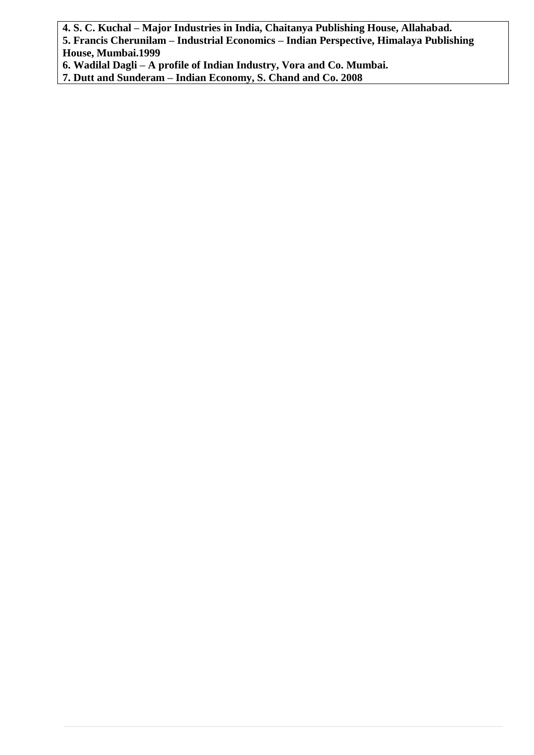**4. S. C. Kuchal – Major Industries in India, Chaitanya Publishing House, Allahabad.**
**5. Francis Cherunilam – Industrial Economics – Indian Perspective, Himalaya Publishing House, Mumbai.1999**
**6. Wadilal Dagli – A profile of Indian Industry, Vora and Co. Mumbai.**
**7. Dutt and Sunderam – Indian Economy, S. Chand and Co. 2008**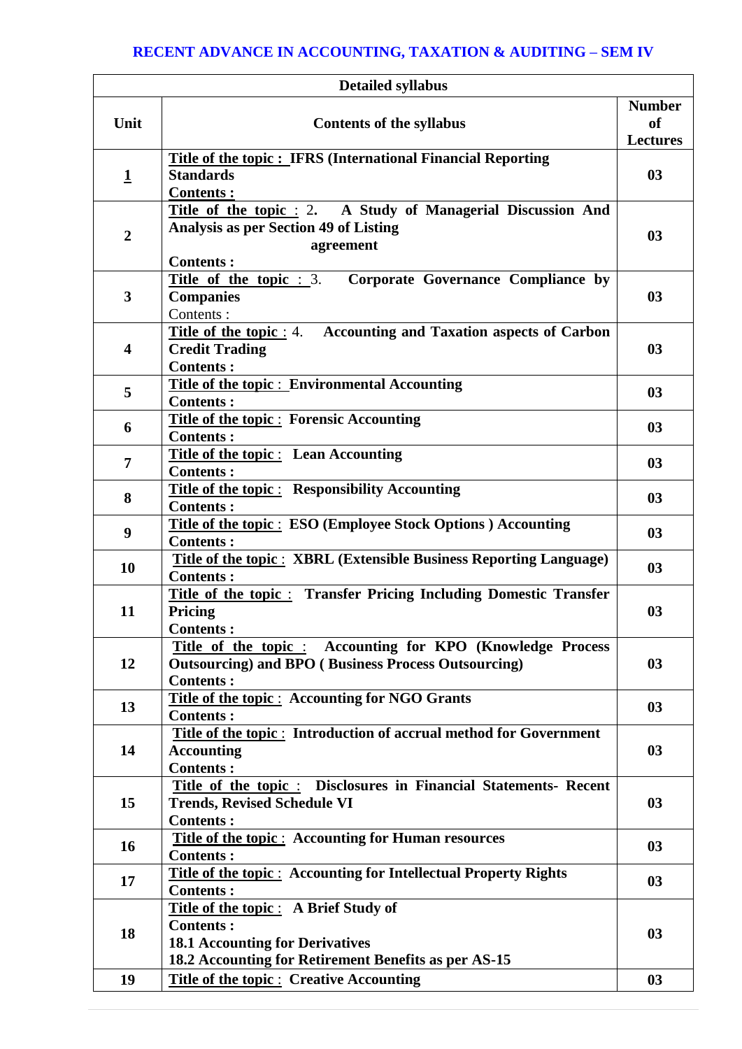## RECENT ADVANCE IN ACCOUNTING, TAXATION & AUDITING – SEM IV

| Detailed syllabus | | |
|---|---|---|
| **Unit** | **Contents of the syllabus** | **Number of Lectures** |
| **1** | **Title of the topic : IFRS (International Financial Reporting Standards**<br>**Contents :** | **03** |
| **2** | **Title of the topic** : 2. **A Study of Managerial Discussion And Analysis as per Section 49 of Listing agreement**<br>**Contents :** | **03** |
| **3** | **Title of the topic** : 3. **Corporate Governance Compliance by Companies**<br>Contents : | **03** |
| **4** | **Title of the topic** : 4. **Accounting and Taxation aspects of Carbon Credit Trading**<br>**Contents :** | **03** |
| **5** | **Title of the topic** : **Environmental Accounting**<br>**Contents :** | **03** |
| **6** | **Title of the topic** : **Forensic Accounting**<br>**Contents :** | **03** |
| **7** | **Title of the topic** : **Lean Accounting**<br>**Contents :** | **03** |
| **8** | **Title of the topic** : **Responsibility Accounting**<br>**Contents :** | **03** |
| **9** | **Title of the topic** : **ESO (Employee Stock Options ) Accounting**<br>**Contents :** | **03** |
| **10** | **Title of the topic** : **XBRL (Extensible Business Reporting Language)**<br>**Contents :** | **03** |
| **11** | **Title of the topic** : **Transfer Pricing Including Domestic Transfer Pricing**<br>**Contents :** | **03** |
| **12** | **Title of the topic** : **Accounting for KPO (Knowledge Process Outsourcing) and BPO ( Business Process Outsourcing)**<br>**Contents :** | **03** |
| **13** | **Title of the topic** : **Accounting for NGO Grants**<br>**Contents :** | **03** |
| **14** | **Title of the topic** : **Introduction of accrual method for Government Accounting**<br>**Contents :** | **03** |
| **15** | **Title of the topic** : **Disclosures in Financial Statements- Recent Trends, Revised Schedule VI**<br>**Contents :** | **03** |
| **16** | **Title of the topic** : **Accounting for Human resources**<br>**Contents :** | **03** |
| **17** | **Title of the topic** : **Accounting for Intellectual Property Rights**<br>**Contents :** | **03** |
| **18** | **Title of the topic** : **A Brief Study of**<br>**Contents :**<br>**18.1 Accounting for Derivatives**<br>**18.2 Accounting for Retirement Benefits as per AS-15** | **03** |
| **19** | **Title of the topic** : **Creative Accounting** | **03** |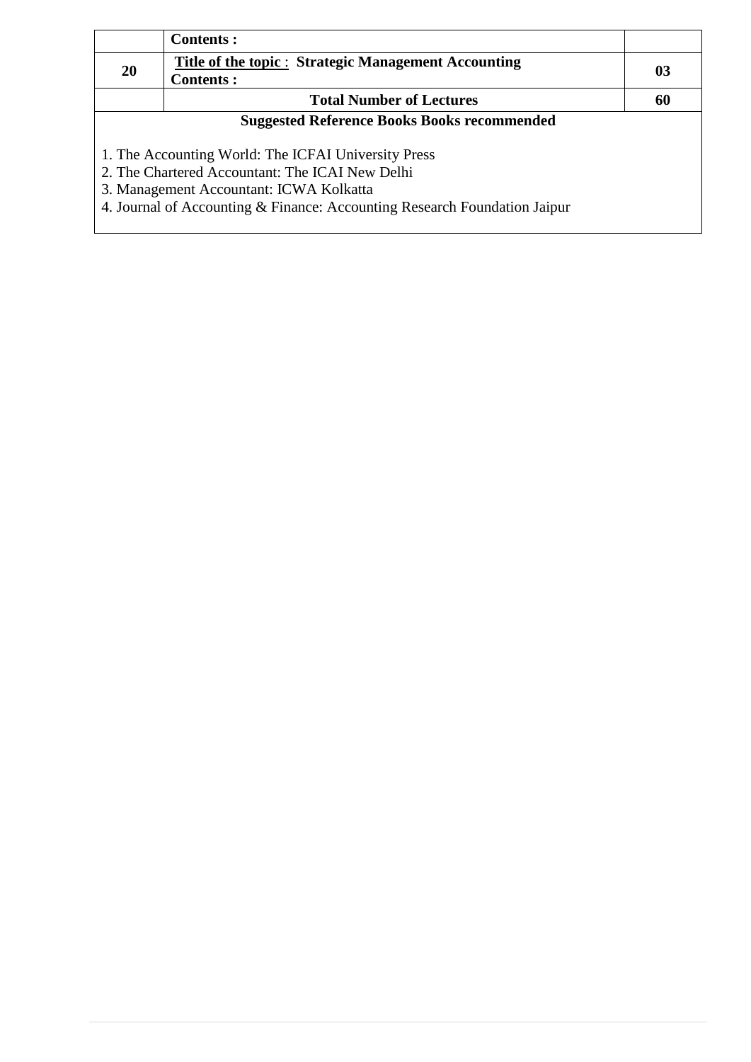| | **Contents :** | |
|---|---|---|
| **20** | **Title of the topic : Strategic Management Accounting**<br>**Contents :** | **03** |
| | **Total Number of Lectures** | **60** |

**Suggested Reference Books Books recommended**

1. The Accounting World: The ICFAI University Press
2. The Chartered Accountant: The ICAI New Delhi
3. Management Accountant: ICWA Kolkatta
4. Journal of Accounting & Finance: Accounting Research Foundation Jaipur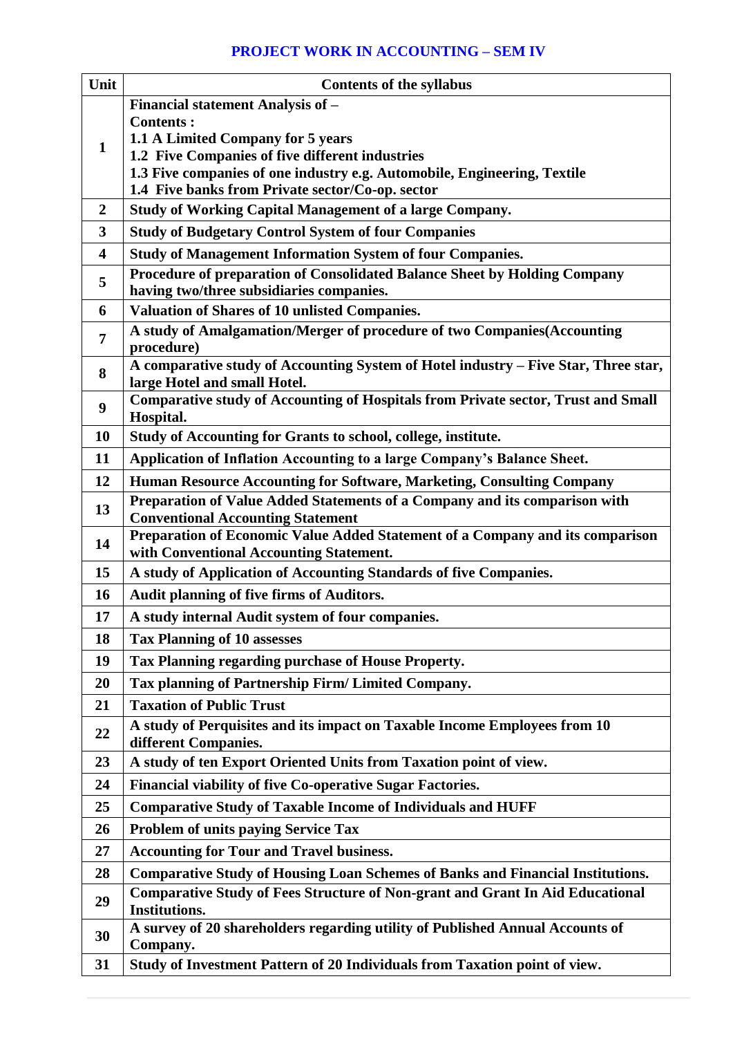## PROJECT WORK IN ACCOUNTING – SEM IV

| Unit | Contents of the syllabus |
|---|---|
| 1 | **Financial statement Analysis of –**<br>**Contents :**<br>**1.1 A Limited Company for 5 years**<br>**1.2 Five Companies of five different industries**<br>**1.3 Five companies of one industry e.g. Automobile, Engineering, Textile**<br>**1.4 Five banks from Private sector/Co-op. sector** |
| 2 | **Study of Working Capital Management of a large Company.** |
| 3 | **Study of Budgetary Control System of four Companies** |
| 4 | **Study of Management Information System of four Companies.** |
| 5 | **Procedure of preparation of Consolidated Balance Sheet by Holding Company having two/three subsidiaries companies.** |
| 6 | **Valuation of Shares of 10 unlisted Companies.** |
| 7 | **A study of Amalgamation/Merger of procedure of two Companies(Accounting procedure)** |
| 8 | **A comparative study of Accounting System of Hotel industry – Five Star, Three star, large Hotel and small Hotel.** |
| 9 | **Comparative study of Accounting of Hospitals from Private sector, Trust and Small Hospital.** |
| 10 | **Study of Accounting for Grants to school, college, institute.** |
| 11 | **Application of Inflation Accounting to a large Company's Balance Sheet.** |
| 12 | **Human Resource Accounting for Software, Marketing, Consulting Company** |
| 13 | **Preparation of Value Added Statements of a Company and its comparison with Conventional Accounting Statement** |
| 14 | **Preparation of Economic Value Added Statement of a Company and its comparison with Conventional Accounting Statement.** |
| 15 | **A study of Application of Accounting Standards of five Companies.** |
| 16 | **Audit planning of five firms of Auditors.** |
| 17 | **A study internal Audit system of four companies.** |
| 18 | **Tax Planning of 10 assesses** |
| 19 | **Tax Planning regarding purchase of House Property.** |
| 20 | **Tax planning of Partnership Firm/ Limited Company.** |
| 21 | **Taxation of Public Trust** |
| 22 | **A study of Perquisites and its impact on Taxable Income Employees from 10 different Companies.** |
| 23 | **A study of ten Export Oriented Units from Taxation point of view.** |
| 24 | **Financial viability of five Co-operative Sugar Factories.** |
| 25 | **Comparative Study of Taxable Income of Individuals and HUFF** |
| 26 | **Problem of units paying Service Tax** |
| 27 | **Accounting for Tour and Travel business.** |
| 28 | **Comparative Study of Housing Loan Schemes of Banks and Financial Institutions.** |
| 29 | **Comparative Study of Fees Structure of Non-grant and Grant In Aid Educational Institutions.** |
| 30 | **A survey of 20 shareholders regarding utility of Published Annual Accounts of Company.** |
| 31 | **Study of Investment Pattern of 20 Individuals from Taxation point of view.** |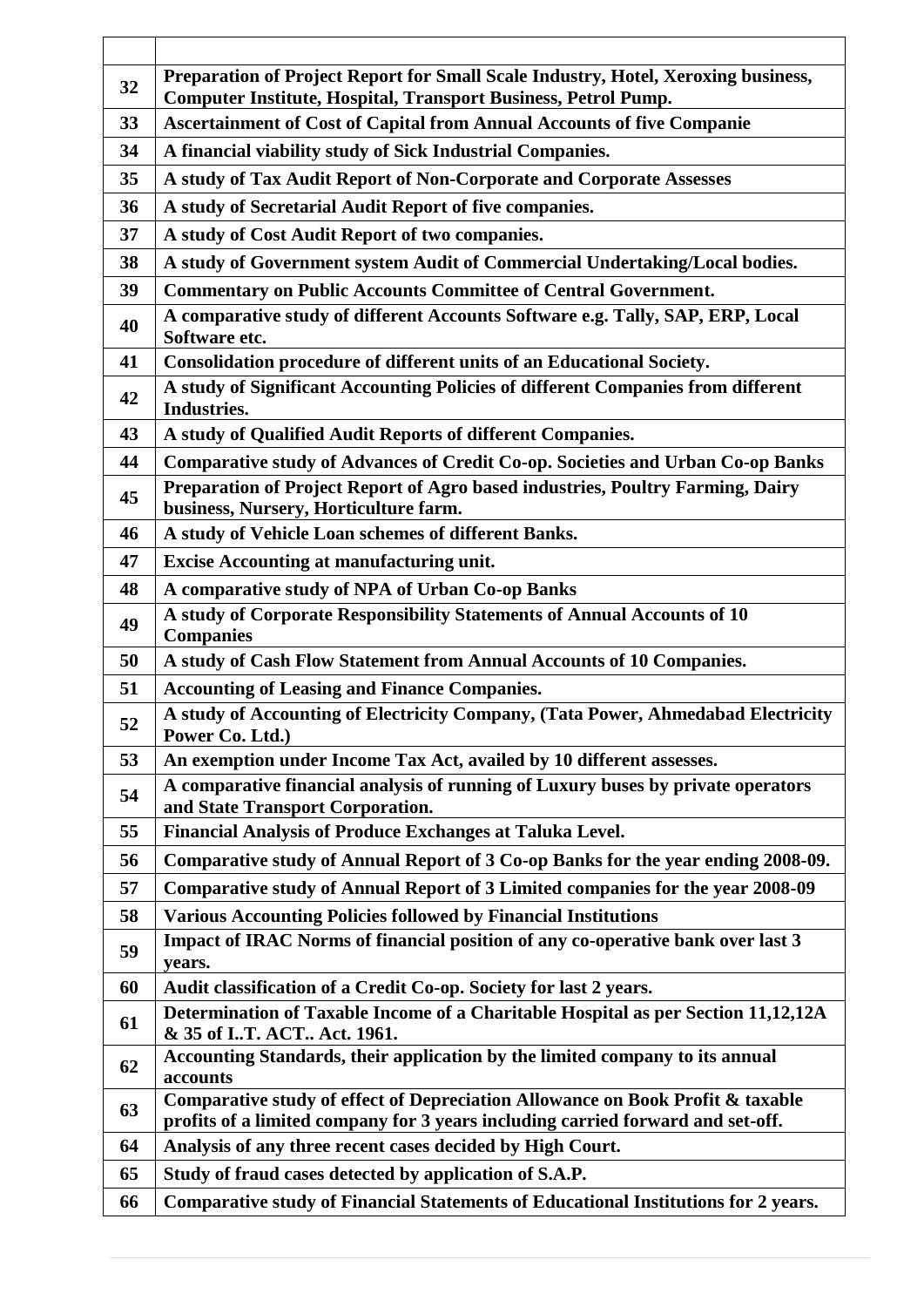| | |
|---|---|
| 32 | **Preparation of Project Report for Small Scale Industry, Hotel, Xeroxing business, Computer Institute, Hospital, Transport Business, Petrol Pump.** |
| 33 | **Ascertainment of Cost of Capital from Annual Accounts of five Companie** |
| 34 | **A financial viability study of Sick Industrial Companies.** |
| 35 | **A study of Tax Audit Report of Non-Corporate and Corporate Assesses** |
| 36 | **A study of Secretarial Audit Report of five companies.** |
| 37 | **A study of Cost Audit Report of two companies.** |
| 38 | **A study of Government system Audit of Commercial Undertaking/Local bodies.** |
| 39 | **Commentary on Public Accounts Committee of Central Government.** |
| 40 | **A comparative study of different Accounts Software e.g. Tally, SAP, ERP, Local Software etc.** |
| 41 | **Consolidation procedure of different units of an Educational Society.** |
| 42 | **A study of Significant Accounting Policies of different Companies from different Industries.** |
| 43 | **A study of Qualified Audit Reports of different Companies.** |
| 44 | **Comparative study of Advances of Credit Co-op. Societies and Urban Co-op Banks** |
| 45 | **Preparation of Project Report of Agro based industries, Poultry Farming, Dairy business, Nursery, Horticulture farm.** |
| 46 | **A study of Vehicle Loan schemes of different Banks.** |
| 47 | **Excise Accounting at manufacturing unit.** |
| 48 | **A comparative study of NPA of Urban Co-op Banks** |
| 49 | **A study of Corporate Responsibility Statements of Annual Accounts of 10 Companies** |
| 50 | **A study of Cash Flow Statement from Annual Accounts of 10 Companies.** |
| 51 | **Accounting of Leasing and Finance Companies.** |
| 52 | **A study of Accounting of Electricity Company, (Tata Power, Ahmedabad Electricity Power Co. Ltd.)** |
| 53 | **An exemption under Income Tax Act, availed by 10 different assesses.** |
| 54 | **A comparative financial analysis of running of Luxury buses by private operators and State Transport Corporation.** |
| 55 | **Financial Analysis of Produce Exchanges at Taluka Level.** |
| 56 | **Comparative study of Annual Report of 3 Co-op Banks for the year ending 2008-09.** |
| 57 | **Comparative study of Annual Report of 3 Limited companies for the year 2008-09** |
| 58 | **Various Accounting Policies followed by Financial Institutions** |
| 59 | **Impact of IRAC Norms of financial position of any co-operative bank over last 3 years.** |
| 60 | **Audit classification of a Credit Co-op. Society for last 2 years.** |
| 61 | **Determination of Taxable Income of a Charitable Hospital as per Section 11,12,12A & 35 of I..T. ACT.. Act. 1961.** |
| 62 | **Accounting Standards, their application by the limited company to its annual accounts** |
| 63 | **Comparative study of effect of Depreciation Allowance on Book Profit & taxable profits of a limited company for 3 years including carried forward and set-off.** |
| 64 | **Analysis of any three recent cases decided by High Court.** |
| 65 | **Study of fraud cases detected by application of S.A.P.** |
| 66 | **Comparative study of Financial Statements of Educational Institutions for 2 years.** |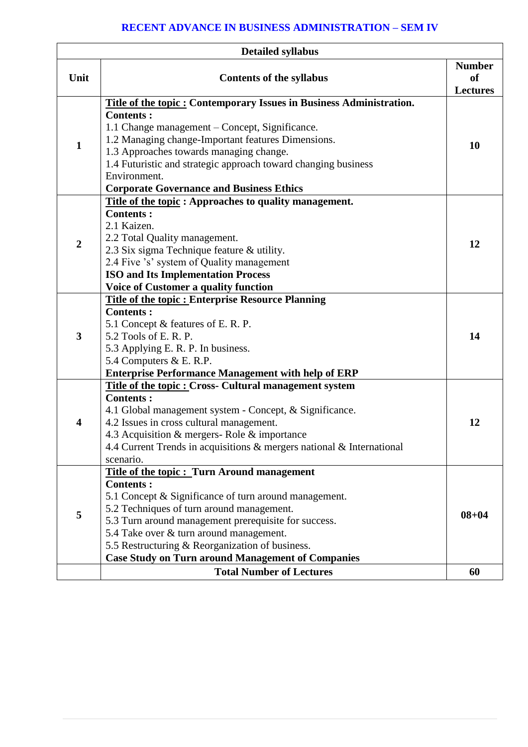## RECENT ADVANCE IN BUSINESS ADMINISTRATION – SEM IV

| Detailed syllabus | | |
|---|---|---|
| **Unit** | **Contents of the syllabus** | **Number of Lectures** |
| **1** | **Title of the topic : Contemporary Issues in Business Administration.**<br>**Contents :**<br>1.1 Change management – Concept, Significance.<br>1.2 Managing change-Important features Dimensions.<br>1.3 Approaches towards managing change.<br>1.4 Futuristic and strategic approach toward changing business Environment.<br>**Corporate Governance and Business Ethics** | **10** |
| **2** | **Title of the topic : Approaches to quality management.**<br>**Contents :**<br>2.1 Kaizen.<br>2.2 Total Quality management.<br>2.3 Six sigma Technique feature & utility.<br>2.4 Five 's' system of Quality management<br>**ISO and Its Implementation Process**<br>**Voice of Customer a quality function** | **12** |
| **3** | **Title of the topic : Enterprise Resource Planning**<br>**Contents :**<br>5.1 Concept & features of E. R. P.<br>5.2 Tools of E. R. P.<br>5.3 Applying E. R. P. In business.<br>5.4 Computers & E. R.P.<br>**Enterprise Performance Management with help of ERP** | **14** |
| **4** | **Title of the topic : Cross- Cultural management system**<br>**Contents :**<br>4.1 Global management system - Concept, & Significance.<br>4.2 Issues in cross cultural management.<br>4.3 Acquisition & mergers- Role & importance<br>4.4 Current Trends in acquisitions & mergers national & International scenario. | **12** |
| **5** | **Title of the topic : Turn Around management**<br>**Contents :**<br>5.1 Concept & Significance of turn around management.<br>5.2 Techniques of turn around management.<br>5.3 Turn around management prerequisite for success.<br>5.4 Take over & turn around management.<br>5.5 Restructuring & Reorganization of business.<br>**Case Study on Turn around Management of Companies** | **08+04** |
| | **Total Number of Lectures** | **60** |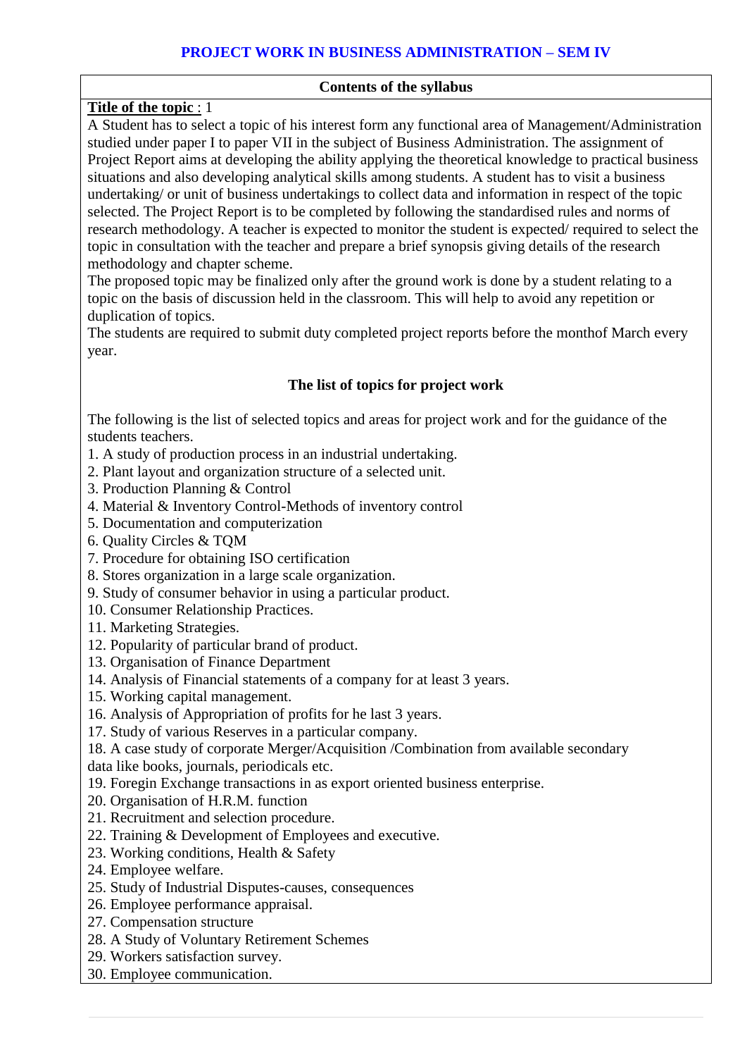## PROJECT WORK IN BUSINESS ADMINISTRATION – SEM IV

**Contents of the syllabus**

**Title of the topic** : 1

A Student has to select a topic of his interest form any functional area of Management/Administration studied under paper I to paper VII in the subject of Business Administration. The assignment of Project Report aims at developing the ability applying the theoretical knowledge to practical business situations and also developing analytical skills among students. A student has to visit a business undertaking/ or unit of business undertakings to collect data and information in respect of the topic selected. The Project Report is to be completed by following the standardised rules and norms of research methodology. A teacher is expected to monitor the student is expected/ required to select the topic in consultation with the teacher and prepare a brief synopsis giving details of the research methodology and chapter scheme.

The proposed topic may be finalized only after the ground work is done by a student relating to a topic on the basis of discussion held in the classroom. This will help to avoid any repetition or duplication of topics.

The students are required to submit duty completed project reports before the monthof March every year.

**The list of topics for project work**

The following is the list of selected topics and areas for project work and for the guidance of the students teachers.

1. A study of production process in an industrial undertaking.
2. Plant layout and organization structure of a selected unit.
3. Production Planning & Control
4. Material & Inventory Control-Methods of inventory control
5. Documentation and computerization
6. Quality Circles & TQM
7. Procedure for obtaining ISO certification
8. Stores organization in a large scale organization.
9. Study of consumer behavior in using a particular product.
10. Consumer Relationship Practices.
11. Marketing Strategies.
12. Popularity of particular brand of product.
13. Organisation of Finance Department
14. Analysis of Financial statements of a company for at least 3 years.
15. Working capital management.
16. Analysis of Appropriation of profits for he last 3 years.
17. Study of various Reserves in a particular company.
18. A case study of corporate Merger/Acquisition /Combination from available secondary data like books, journals, periodicals etc.
19. Foregin Exchange transactions in as export oriented business enterprise.
20. Organisation of H.R.M. function
21. Recruitment and selection procedure.
22. Training & Development of Employees and executive.
23. Working conditions, Health & Safety
24. Employee welfare.
25. Study of Industrial Disputes-causes, consequences
26. Employee performance appraisal.
27. Compensation structure
28. A Study of Voluntary Retirement Schemes
29. Workers satisfaction survey.
30. Employee communication.